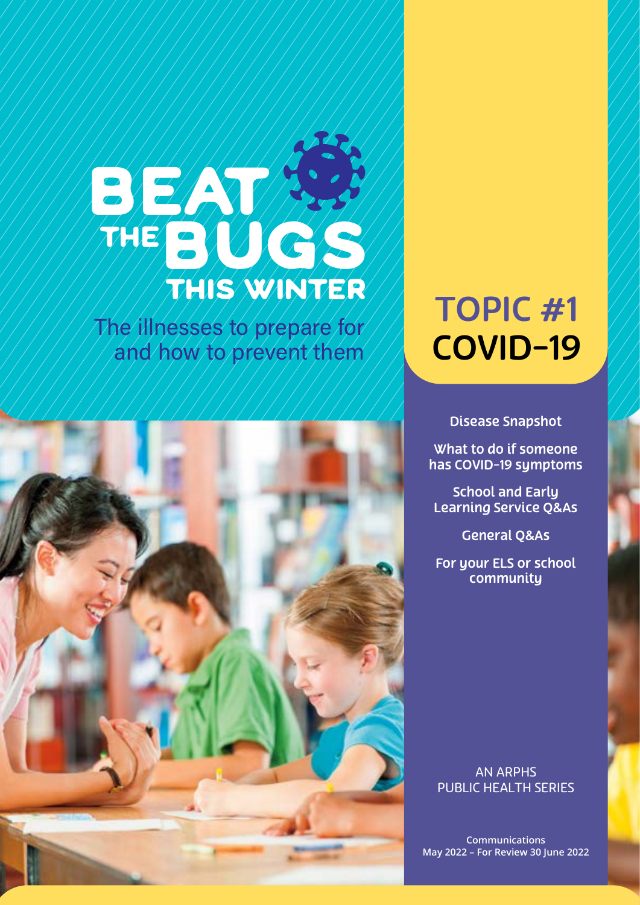# BEAT THE BUGS THIS WINTER

The illnesses to prepare for and how to prevent them

## TOPIC #1 COVID-19

- Disease Snapshot
- What to do if someone has COVID-19 symptoms
- School and Early Learning Service Q&As
- General Q&As
- For your ELS or school community

AN ARPHS PUBLIC HEALTH SERIES

Communications
May 2022 – For Review 30 June 2022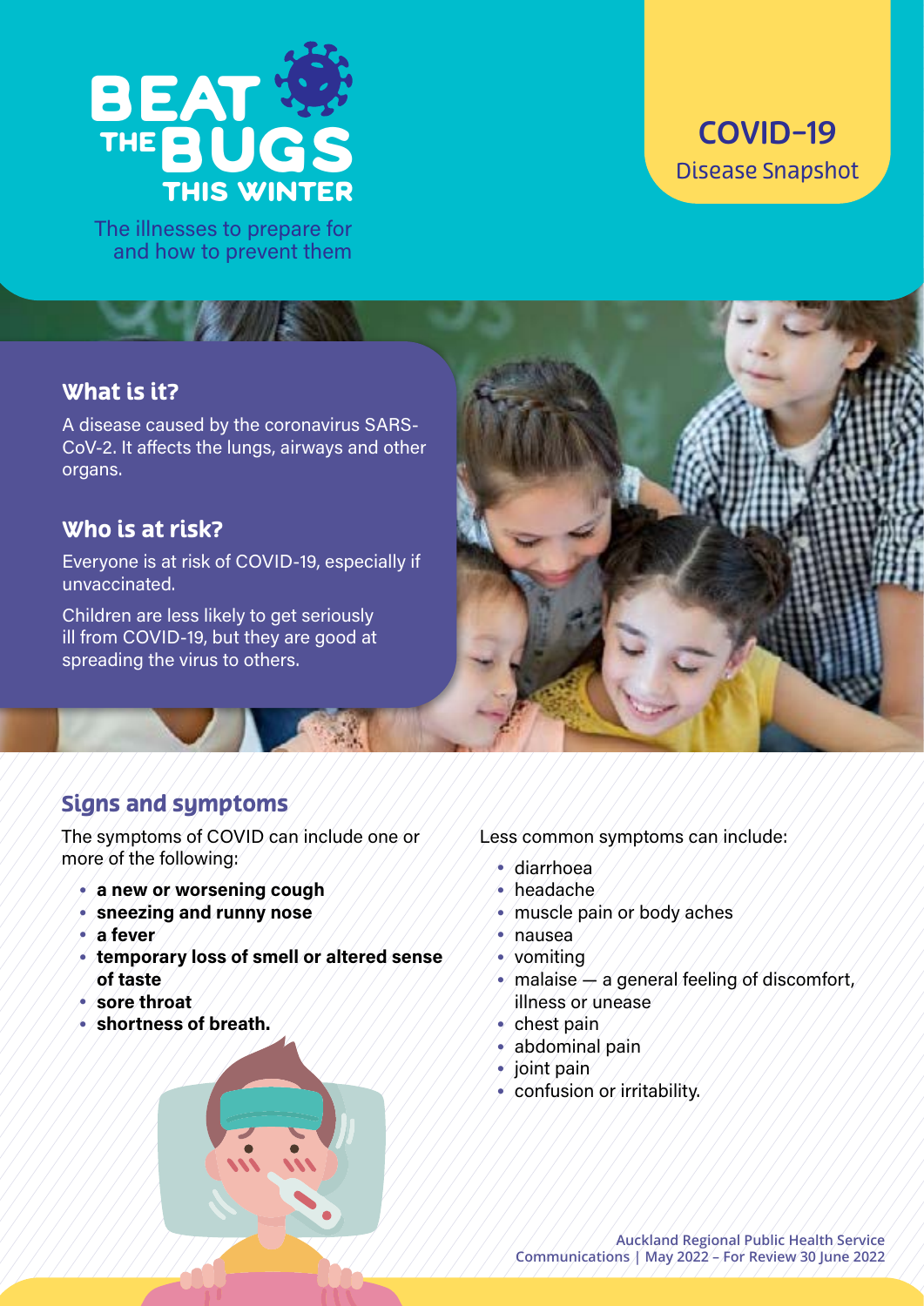# BEAT THE BUGS THIS WINTER

The illnesses to prepare for and how to prevent them

## COVID-19

Disease Snapshot

### What is it?

A disease caused by the coronavirus SARS-CoV-2. It affects the lungs, airways and other organs.

### Who is at risk?

Everyone is at risk of COVID-19, especially if unvaccinated.

Children are less likely to get seriously ill from COVID-19, but they are good at spreading the virus to others.

### Signs and symptoms

The symptoms of COVID can include one or more of the following:

- **a new or worsening cough**
- **sneezing and runny nose**
- **a fever**
- **temporary loss of smell or altered sense of taste**
- **sore throat**
- **shortness of breath.**

Less common symptoms can include:

- diarrhoea
- headache
- muscle pain or body aches
- nausea
- vomiting
- malaise — a general feeling of discomfort, illness or unease
- chest pain
- abdominal pain
- joint pain
- confusion or irritability.

Auckland Regional Public Health Service Communications | May 2022 – For Review 30 June 2022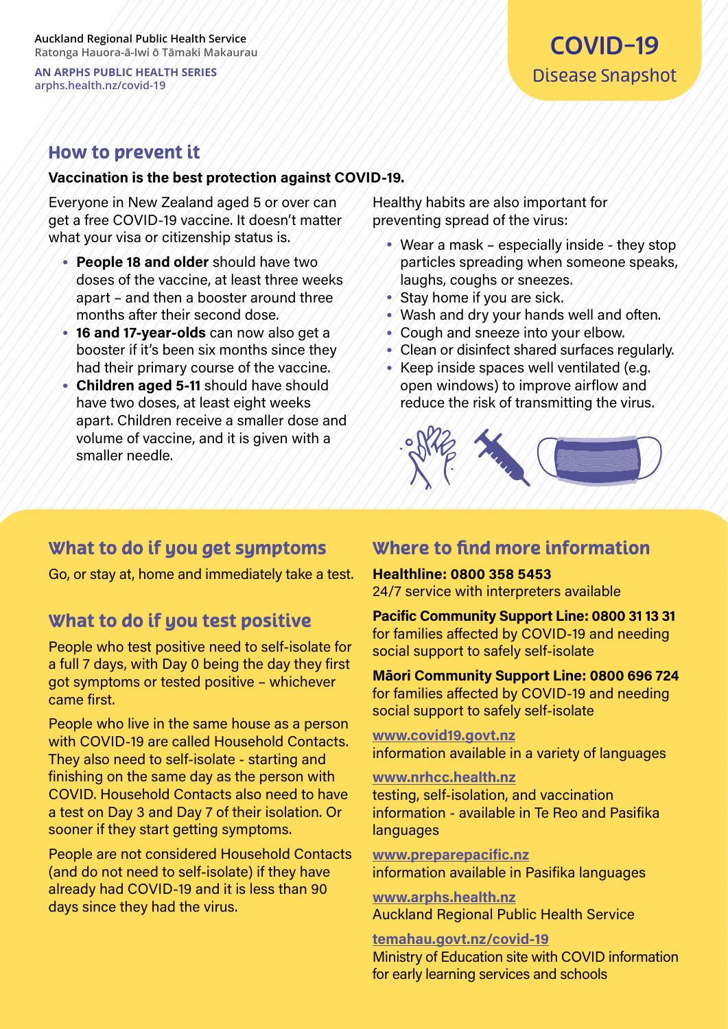Auckland Regional Public Health Service
Ratonga Hauora-ā-Iwi ō Tāmaki Makaurau

AN ARPHS PUBLIC HEALTH SERIES
arphs.health.nz/covid-19

# COVID-19
Disease Snapshot

## How to prevent it

**Vaccination is the best protection against COVID-19.**

Everyone in New Zealand aged 5 or over can get a free COVID-19 vaccine. It doesn't matter what your visa or citizenship status is.

- **People 18 and older** should have two doses of the vaccine, at least three weeks apart – and then a booster around three months after their second dose.
- **16 and 17-year-olds** can now also get a booster if it's been six months since they had their primary course of the vaccine.
- **Children aged 5-11** should have should have two doses, at least eight weeks apart. Children receive a smaller dose and volume of vaccine, and it is given with a smaller needle.

Healthy habits are also important for preventing spread of the virus:

- Wear a mask – especially inside - they stop particles spreading when someone speaks, laughs, coughs or sneezes.
- Stay home if you are sick.
- Wash and dry your hands well and often.
- Cough and sneeze into your elbow.
- Clean or disinfect shared surfaces regularly.
- Keep inside spaces well ventilated (e.g. open windows) to improve airflow and reduce the risk of transmitting the virus.

## What to do if you get symptoms

Go, or stay at, home and immediately take a test.

## What to do if you test positive

People who test positive need to self-isolate for a full 7 days, with Day 0 being the day they first got symptoms or tested positive – whichever came first.

People who live in the same house as a person with COVID-19 are called Household Contacts. They also need to self-isolate - starting and finishing on the same day as the person with COVID. Household Contacts also need to have a test on Day 3 and Day 7 of their isolation. Or sooner if they start getting symptoms.

People are not considered Household Contacts (and do not need to self-isolate) if they have already had COVID-19 and it is less than 90 days since they had the virus.

## Where to find more information

**Healthline: 0800 358 5453**
24/7 service with interpreters available

**Pacific Community Support Line: 0800 31 13 31**
for families affected by COVID-19 and needing social support to safely self-isolate

**Māori Community Support Line: 0800 696 724**
for families affected by COVID-19 and needing social support to safely self-isolate

**www.covid19.govt.nz**
information available in a variety of languages

**www.nrhcc.health.nz**
testing, self-isolation, and vaccination information - available in Te Reo and Pasifika languages

**www.preparepacific.nz**
information available in Pasifika languages

**www.arphs.health.nz**
Auckland Regional Public Health Service

**temahau.govt.nz/covid-19**
Ministry of Education site with COVID information for early learning services and schools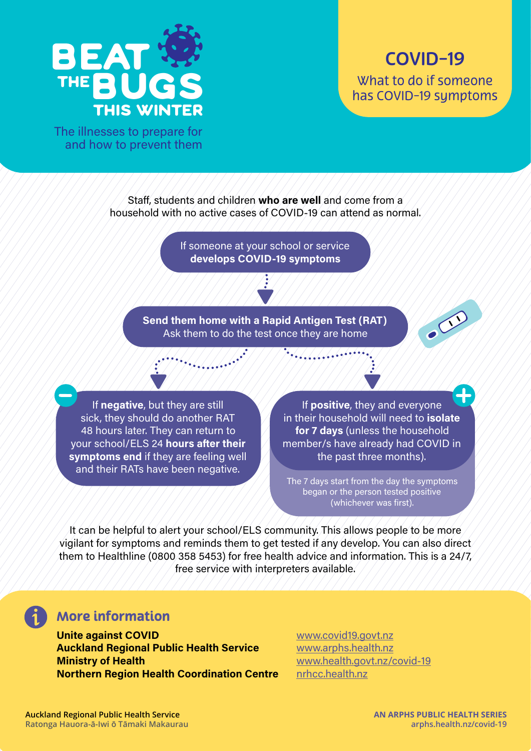# BEAT THE BUGS THIS WINTER

The illnesses to prepare for and how to prevent them

## COVID-19

What to do if someone has COVID-19 symptoms

Staff, students and children **who are well** and come from a household with no active cases of COVID-19 can attend as normal.

If someone at your school or service **develops COVID-19 symptoms**

**Send them home with a Rapid Antigen Test (RAT)**
Ask them to do the test once they are home

If **negative**, but they are still sick, they should do another RAT 48 hours later. They can return to your school/ELS 24 **hours after their symptoms end** if they are feeling well and their RATs have been negative.

If **positive**, they and everyone in their household will need to **isolate for 7 days** (unless the household member/s have already had COVID in the past three months).

The 7 days start from the day the symptoms began or the person tested positive (whichever was first).

It can be helpful to alert your school/ELS community. This allows people to be more vigilant for symptoms and reminds them to get tested if any develop. You can also direct them to Healthline (0800 358 5453) for free health advice and information. This is a 24/7, free service with interpreters available.

## More information

| | |
|---|---|
| **Unite against COVID** | www.covid19.govt.nz |
| **Auckland Regional Public Health Service** | www.arphs.health.nz |
| **Ministry of Health** | www.health.govt.nz/covid-19 |
| **Northern Region Health Coordination Centre** | nrhcc.health.nz |

Auckland Regional Public Health Service
Ratonga Hauora-ā-Iwi ō Tāmaki Makaurau

AN ARPHS PUBLIC HEALTH SERIES
arphs.health.nz/covid-19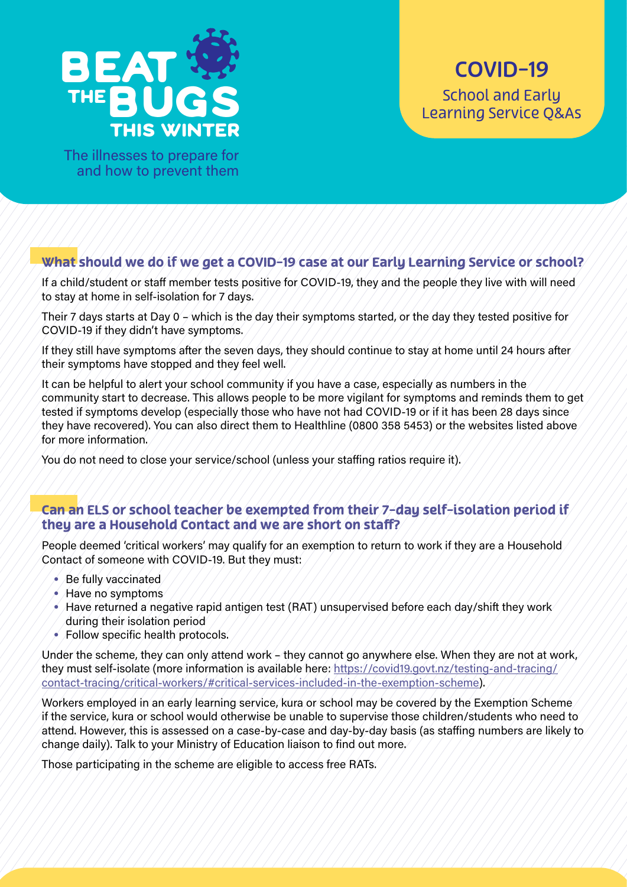BEAT THE BUGS THIS WINTER

The illnesses to prepare for and how to prevent them

# COVID-19

School and Early Learning Service Q&As

## What should we do if we get a COVID-19 case at our Early Learning Service or school?

If a child/student or staff member tests positive for COVID-19, they and the people they live with will need to stay at home in self-isolation for 7 days.

Their 7 days starts at Day 0 – which is the day their symptoms started, or the day they tested positive for COVID-19 if they didn't have symptoms.

If they still have symptoms after the seven days, they should continue to stay at home until 24 hours after their symptoms have stopped and they feel well.

It can be helpful to alert your school community if you have a case, especially as numbers in the community start to decrease. This allows people to be more vigilant for symptoms and reminds them to get tested if symptoms develop (especially those who have not had COVID-19 or if it has been 28 days since they have recovered). You can also direct them to Healthline (0800 358 5453) or the websites listed above for more information.

You do not need to close your service/school (unless your staffing ratios require it).

## Can an ELS or school teacher be exempted from their 7-day self-isolation period if they are a Household Contact and we are short on staff?

People deemed 'critical workers' may qualify for an exemption to return to work if they are a Household Contact of someone with COVID-19. But they must:

- Be fully vaccinated
- Have no symptoms
- Have returned a negative rapid antigen test (RAT) unsupervised before each day/shift they work during their isolation period
- Follow specific health protocols.

Under the scheme, they can only attend work – they cannot go anywhere else. When they are not at work, they must self-isolate (more information is available here: https://covid19.govt.nz/testing-and-tracing/contact-tracing/critical-workers/#critical-services-included-in-the-exemption-scheme).

Workers employed in an early learning service, kura or school may be covered by the Exemption Scheme if the service, kura or school would otherwise be unable to supervise those children/students who need to attend. However, this is assessed on a case-by-case and day-by-day basis (as staffing numbers are likely to change daily). Talk to your Ministry of Education liaison to find out more.

Those participating in the scheme are eligible to access free RATs.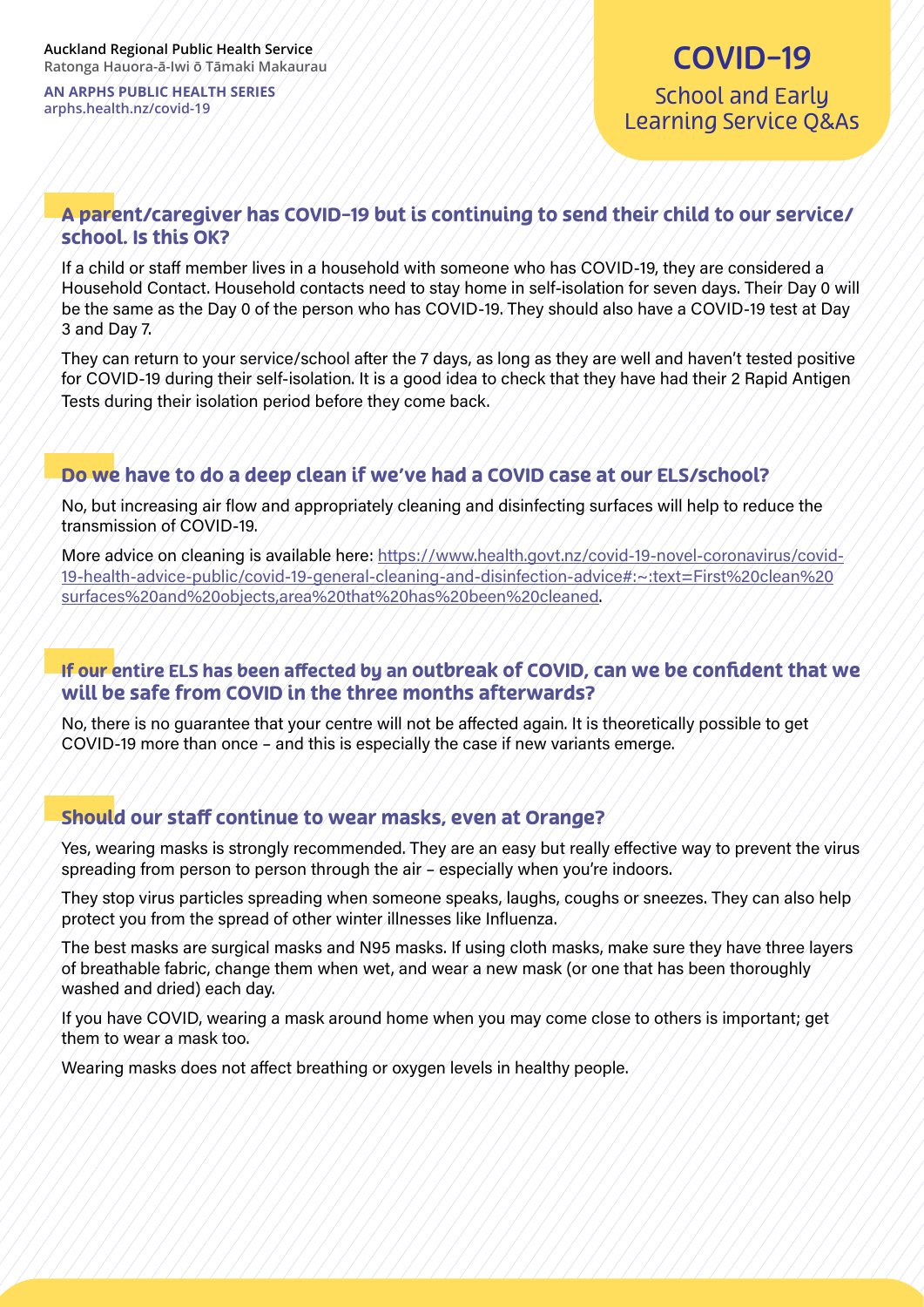## A parent/caregiver has COVID-19 but is continuing to send their child to our service/school. Is this OK?

If a child or staff member lives in a household with someone who has COVID-19, they are considered a Household Contact. Household contacts need to stay home in self-isolation for seven days. Their Day 0 will be the same as the Day 0 of the person who has COVID-19. They should also have a COVID-19 test at Day 3 and Day 7.

They can return to your service/school after the 7 days, as long as they are well and haven't tested positive for COVID-19 during their self-isolation. It is a good idea to check that they have had their 2 Rapid Antigen Tests during their isolation period before they come back.

## Do we have to do a deep clean if we've had a COVID case at our ELS/school?

No, but increasing air flow and appropriately cleaning and disinfecting surfaces will help to reduce the transmission of COVID-19.

More advice on cleaning is available here: [https://www.health.govt.nz/covid-19-novel-coronavirus/covid-19-health-advice-public/covid-19-general-cleaning-and-disinfection-advice#:~:text=First%20clean%20surfaces%20and%20objects,area%20that%20has%20been%20cleaned](https://www.health.govt.nz/covid-19-novel-coronavirus/covid-19-health-advice-public/covid-19-general-cleaning-and-disinfection-advice#:~:text=First%20clean%20surfaces%20and%20objects,area%20that%20has%20been%20cleaned).

## If our entire ELS has been affected by an outbreak of COVID, can we be confident that we will be safe from COVID in the three months afterwards?

No, there is no guarantee that your centre will not be affected again. It is theoretically possible to get COVID-19 more than once – and this is especially the case if new variants emerge.

## Should our staff continue to wear masks, even at Orange?

Yes, wearing masks is strongly recommended. They are an easy but really effective way to prevent the virus spreading from person to person through the air – especially when you're indoors.

They stop virus particles spreading when someone speaks, laughs, coughs or sneezes. They can also help protect you from the spread of other winter illnesses like Influenza.

The best masks are surgical masks and N95 masks. If using cloth masks, make sure they have three layers of breathable fabric, change them when wet, and wear a new mask (or one that has been thoroughly washed and dried) each day.

If you have COVID, wearing a mask around home when you may come close to others is important; get them to wear a mask too.

Wearing masks does not affect breathing or oxygen levels in healthy people.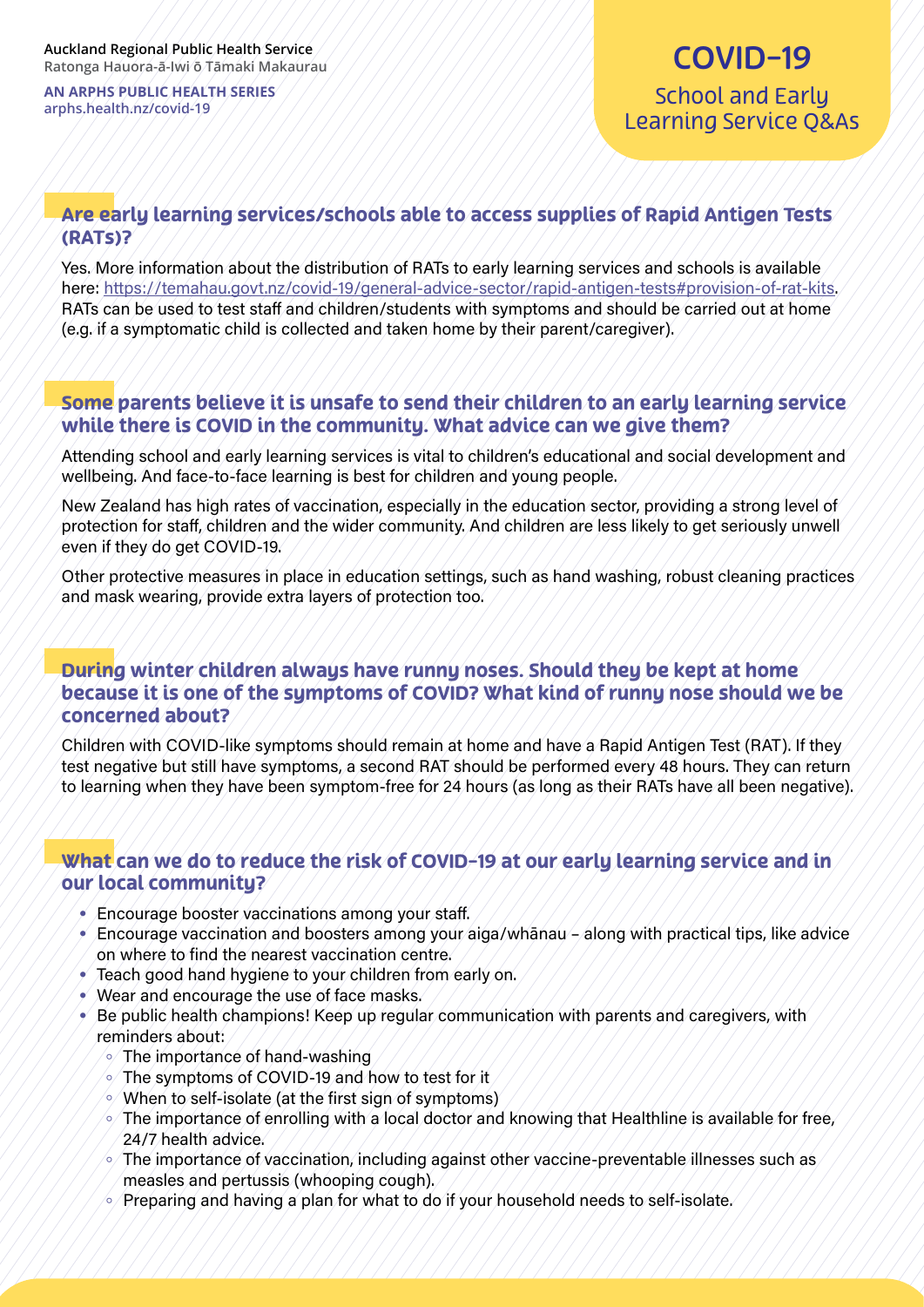## Are early learning services/schools able to access supplies of Rapid Antigen Tests (RATs)?

Yes. More information about the distribution of RATs to early learning services and schools is available here: https://temahau.govt.nz/covid-19/general-advice-sector/rapid-antigen-tests#provision-of-rat-kits. RATs can be used to test staff and children/students with symptoms and should be carried out at home (e.g. if a symptomatic child is collected and taken home by their parent/caregiver).

## Some parents believe it is unsafe to send their children to an early learning service while there is COVID in the community. What advice can we give them?

Attending school and early learning services is vital to children's educational and social development and wellbeing. And face-to-face learning is best for children and young people.

New Zealand has high rates of vaccination, especially in the education sector, providing a strong level of protection for staff, children and the wider community. And children are less likely to get seriously unwell even if they do get COVID-19.

Other protective measures in place in education settings, such as hand washing, robust cleaning practices and mask wearing, provide extra layers of protection too.

## During winter children always have runny noses. Should they be kept at home because it is one of the symptoms of COVID? What kind of runny nose should we be concerned about?

Children with COVID-like symptoms should remain at home and have a Rapid Antigen Test (RAT). If they test negative but still have symptoms, a second RAT should be performed every 48 hours. They can return to learning when they have been symptom-free for 24 hours (as long as their RATs have all been negative).

## What can we do to reduce the risk of COVID-19 at our early learning service and in our local community?

- Encourage booster vaccinations among your staff.
- Encourage vaccination and boosters among your aiga/whānau – along with practical tips, like advice on where to find the nearest vaccination centre.
- Teach good hand hygiene to your children from early on.
- Wear and encourage the use of face masks.
- Be public health champions! Keep up regular communication with parents and caregivers, with reminders about:
    - The importance of hand-washing
    - The symptoms of COVID-19 and how to test for it
    - When to self-isolate (at the first sign of symptoms)
    - The importance of enrolling with a local doctor and knowing that Healthline is available for free, 24/7 health advice.
    - The importance of vaccination, including against other vaccine-preventable illnesses such as measles and pertussis (whooping cough).
    - Preparing and having a plan for what to do if your household needs to self-isolate.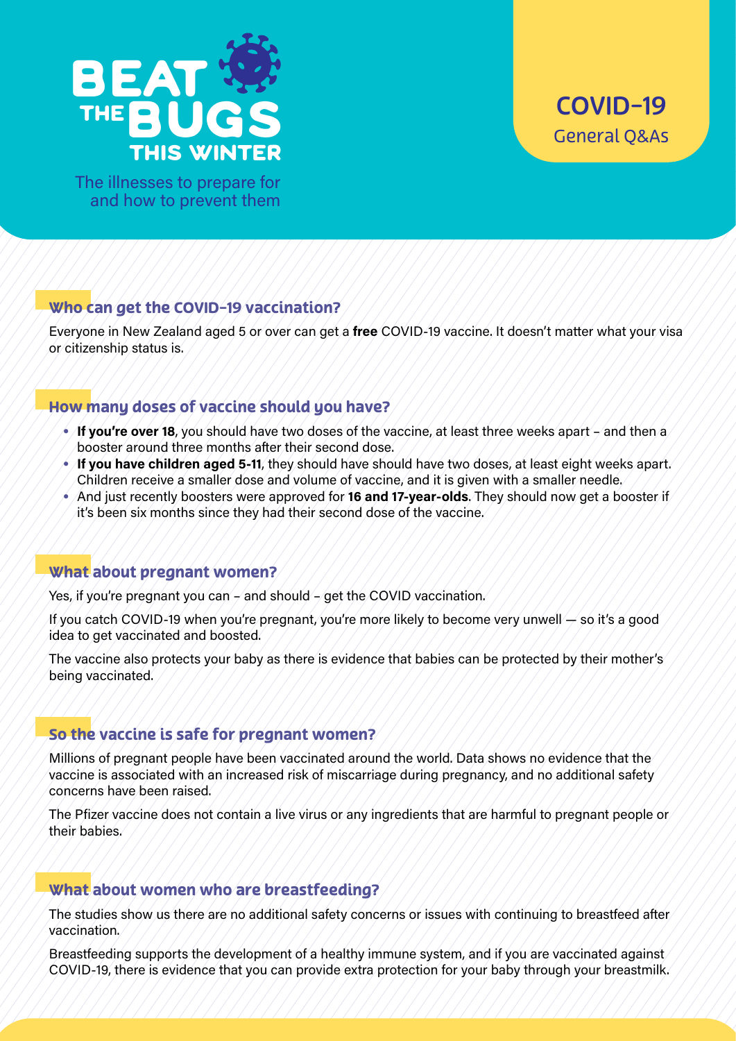# BEAT THE BUGS THIS WINTER

The illnesses to prepare for and how to prevent them

**COVID-19**
General Q&As

## Who can get the COVID-19 vaccination?

Everyone in New Zealand aged 5 or over can get a **free** COVID-19 vaccine. It doesn't matter what your visa or citizenship status is.

## How many doses of vaccine should you have?

- **If you're over 18**, you should have two doses of the vaccine, at least three weeks apart – and then a booster around three months after their second dose.
- **If you have children aged 5-11**, they should have should have two doses, at least eight weeks apart. Children receive a smaller dose and volume of vaccine, and it is given with a smaller needle.
- And just recently boosters were approved for **16 and 17-year-olds**. They should now get a booster if it's been six months since they had their second dose of the vaccine.

## What about pregnant women?

Yes, if you're pregnant you can – and should – get the COVID vaccination.

If you catch COVID-19 when you're pregnant, you're more likely to become very unwell — so it's a good idea to get vaccinated and boosted.

The vaccine also protects your baby as there is evidence that babies can be protected by their mother's being vaccinated.

## So the vaccine is safe for pregnant women?

Millions of pregnant people have been vaccinated around the world. Data shows no evidence that the vaccine is associated with an increased risk of miscarriage during pregnancy, and no additional safety concerns have been raised.

The Pfizer vaccine does not contain a live virus or any ingredients that are harmful to pregnant people or their babies.

## What about women who are breastfeeding?

The studies show us there are no additional safety concerns or issues with continuing to breastfeed after vaccination.

Breastfeeding supports the development of a healthy immune system, and if you are vaccinated against COVID-19, there is evidence that you can provide extra protection for your baby through your breastmilk.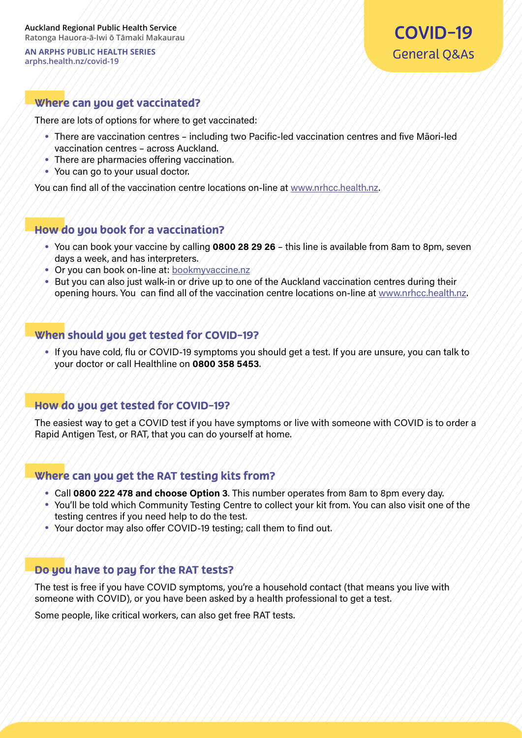Auckland Regional Public Health Service
Ratonga Hauora-ā-Iwi ō Tāmaki Makaurau

AN ARPHS PUBLIC HEALTH SERIES
arphs.health.nz/covid-19

# COVID-19
General Q&As

## Where can you get vaccinated?

There are lots of options for where to get vaccinated:

- There are vaccination centres – including two Pacific-led vaccination centres and five Māori-led vaccination centres – across Auckland.
- There are pharmacies offering vaccination.
- You can go to your usual doctor.

You can find all of the vaccination centre locations on-line at www.nrhcc.health.nz.

## How do you book for a vaccination?

- You can book your vaccine by calling **0800 28 29 26** – this line is available from 8am to 8pm, seven days a week, and has interpreters.
- Or you can book on-line at: bookmyvaccine.nz
- But you can also just walk-in or drive up to one of the Auckland vaccination centres during their opening hours. You can find all of the vaccination centre locations on-line at www.nrhcc.health.nz.

## When should you get tested for COVID-19?

- If you have cold, flu or COVID-19 symptoms you should get a test. If you are unsure, you can talk to your doctor or call Healthline on **0800 358 5453**.

## How do you get tested for COVID-19?

The easiest way to get a COVID test if you have symptoms or live with someone with COVID is to order a Rapid Antigen Test, or RAT, that you can do yourself at home.

## Where can you get the RAT testing kits from?

- Call **0800 222 478 and choose Option 3**. This number operates from 8am to 8pm every day.
- You'll be told which Community Testing Centre to collect your kit from. You can also visit one of the testing centres if you need help to do the test.
- Your doctor may also offer COVID-19 testing; call them to find out.

## Do you have to pay for the RAT tests?

The test is free if you have COVID symptoms, you're a household contact (that means you live with someone with COVID), or you have been asked by a health professional to get a test.

Some people, like critical workers, can also get free RAT tests.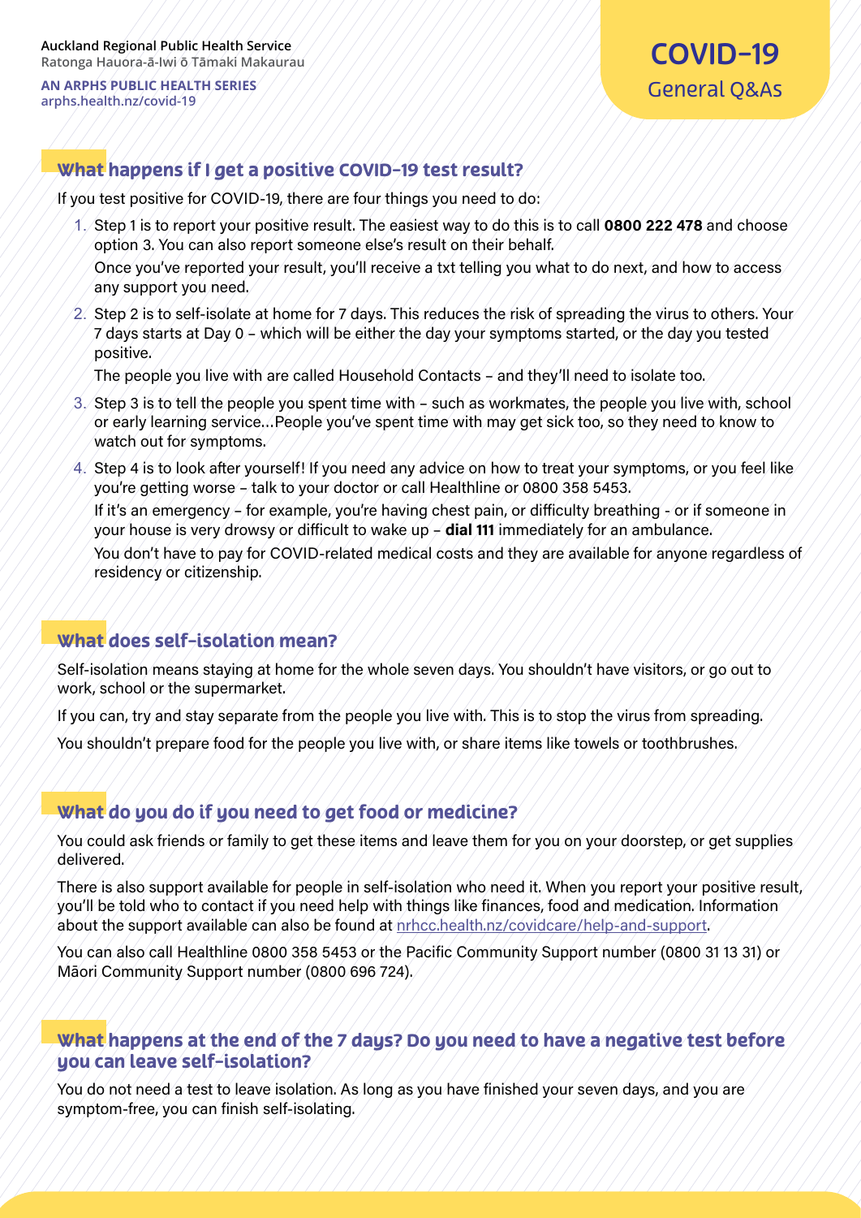Auckland Regional Public Health Service
Ratonga Hauora-ā-Iwi ō Tāmaki Makaurau

AN ARPHS PUBLIC HEALTH SERIES
arphs.health.nz/covid-19

# COVID-19
General Q&As

## What happens if I get a positive COVID-19 test result?

If you test positive for COVID-19, there are four things you need to do:

1. Step 1 is to report your positive result. The easiest way to do this is to call **0800 222 478** and choose option 3. You can also report someone else's result on their behalf.

   Once you've reported your result, you'll receive a txt telling you what to do next, and how to access any support you need.

2. Step 2 is to self-isolate at home for 7 days. This reduces the risk of spreading the virus to others. Your 7 days starts at Day 0 – which will be either the day your symptoms started, or the day you tested positive.

   The people you live with are called Household Contacts – and they'll need to isolate too.

3. Step 3 is to tell the people you spent time with – such as workmates, the people you live with, school or early learning service…People you've spent time with may get sick too, so they need to know to watch out for symptoms.

4. Step 4 is to look after yourself! If you need any advice on how to treat your symptoms, or you feel like you're getting worse – talk to your doctor or call Healthline or 0800 358 5453.

   If it's an emergency – for example, you're having chest pain, or difficulty breathing - or if someone in your house is very drowsy or difficult to wake up – **dial 111** immediately for an ambulance.

   You don't have to pay for COVID-related medical costs and they are available for anyone regardless of residency or citizenship.

## What does self-isolation mean?

Self-isolation means staying at home for the whole seven days. You shouldn't have visitors, or go out to work, school or the supermarket.

If you can, try and stay separate from the people you live with. This is to stop the virus from spreading.

You shouldn't prepare food for the people you live with, or share items like towels or toothbrushes.

## What do you do if you need to get food or medicine?

You could ask friends or family to get these items and leave them for you on your doorstep, or get supplies delivered.

There is also support available for people in self-isolation who need it. When you report your positive result, you'll be told who to contact if you need help with things like finances, food and medication. Information about the support available can also be found at nrhcc.health.nz/covidcare/help-and-support.

You can also call Healthline 0800 358 5453 or the Pacific Community Support number (0800 31 13 31) or Māori Community Support number (0800 696 724).

## What happens at the end of the 7 days? Do you need to have a negative test before you can leave self-isolation?

You do not need a test to leave isolation. As long as you have finished your seven days, and you are symptom-free, you can finish self-isolating.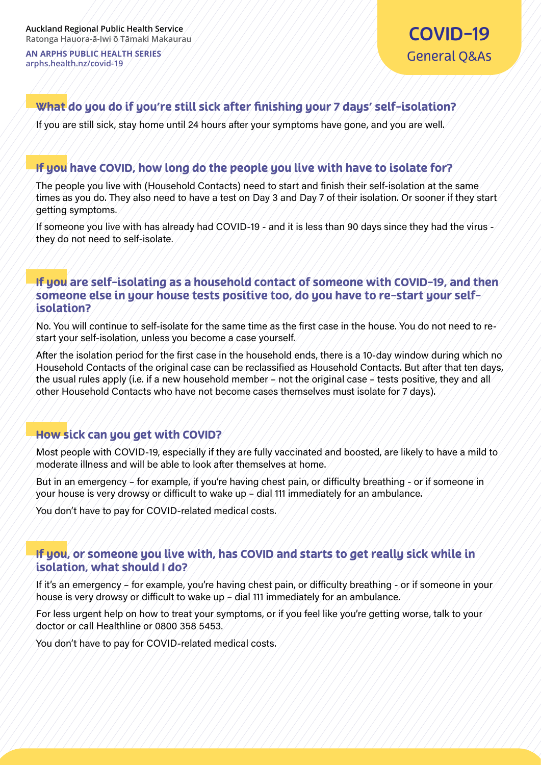## What do you do if you're still sick after finishing your 7 days' self-isolation?

If you are still sick, stay home until 24 hours after your symptoms have gone, and you are well.

## If you have COVID, how long do the people you live with have to isolate for?

The people you live with (Household Contacts) need to start and finish their self-isolation at the same times as you do. They also need to have a test on Day 3 and Day 7 of their isolation. Or sooner if they start getting symptoms.

If someone you live with has already had COVID-19 - and it is less than 90 days since they had the virus - they do not need to self-isolate.

## If you are self-isolating as a household contact of someone with COVID-19, and then someone else in your house tests positive too, do you have to re-start your self-isolation?

No. You will continue to self-isolate for the same time as the first case in the house. You do not need to re-start your self-isolation, unless you become a case yourself.

After the isolation period for the first case in the household ends, there is a 10-day window during which no Household Contacts of the original case can be reclassified as Household Contacts. But after that ten days, the usual rules apply (i.e. if a new household member – not the original case – tests positive, they and all other Household Contacts who have not become cases themselves must isolate for 7 days).

## How sick can you get with COVID?

Most people with COVID-19, especially if they are fully vaccinated and boosted, are likely to have a mild to moderate illness and will be able to look after themselves at home.

But in an emergency – for example, if you're having chest pain, or difficulty breathing - or if someone in your house is very drowsy or difficult to wake up – dial 111 immediately for an ambulance.

You don't have to pay for COVID-related medical costs.

## If you, or someone you live with, has COVID and starts to get really sick while in isolation, what should I do?

If it's an emergency – for example, you're having chest pain, or difficulty breathing - or if someone in your house is very drowsy or difficult to wake up – dial 111 immediately for an ambulance.

For less urgent help on how to treat your symptoms, or if you feel like you're getting worse, talk to your doctor or call Healthline or 0800 358 5453.

You don't have to pay for COVID-related medical costs.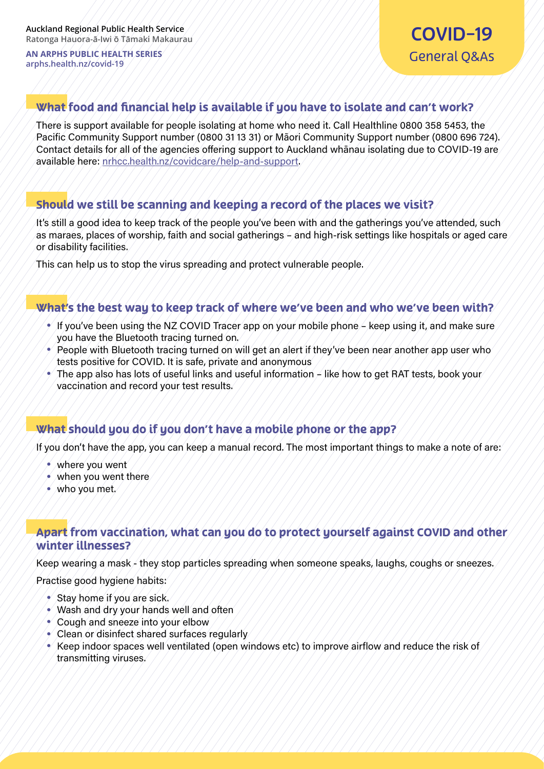Auckland Regional Public Health Service
Ratonga Hauora-ā-Iwi ō Tāmaki Makaurau

AN ARPHS PUBLIC HEALTH SERIES
arphs.health.nz/covid-19

# COVID-19
General Q&As

## What food and financial help is available if you have to isolate and can't work?

There is support available for people isolating at home who need it. Call Healthline 0800 358 5453, the Pacific Community Support number (0800 31 13 31) or Māori Community Support number (0800 696 724). Contact details for all of the agencies offering support to Auckland whānau isolating due to COVID-19 are available here: nrhcc.health.nz/covidcare/help-and-support.

## Should we still be scanning and keeping a record of the places we visit?

It's still a good idea to keep track of the people you've been with and the gatherings you've attended, such as maraes, places of worship, faith and social gatherings – and high-risk settings like hospitals or aged care or disability facilities.

This can help us to stop the virus spreading and protect vulnerable people.

## What's the best way to keep track of where we've been and who we've been with?

- If you've been using the NZ COVID Tracer app on your mobile phone – keep using it, and make sure you have the Bluetooth tracing turned on.
- People with Bluetooth tracing turned on will get an alert if they've been near another app user who tests positive for COVID. It is safe, private and anonymous
- The app also has lots of useful links and useful information – like how to get RAT tests, book your vaccination and record your test results.

## What should you do if you don't have a mobile phone or the app?

If you don't have the app, you can keep a manual record. The most important things to make a note of are:

- where you went
- when you went there
- who you met.

## Apart from vaccination, what can you do to protect yourself against COVID and other winter illnesses?

Keep wearing a mask - they stop particles spreading when someone speaks, laughs, coughs or sneezes.

Practise good hygiene habits:

- Stay home if you are sick.
- Wash and dry your hands well and often
- Cough and sneeze into your elbow
- Clean or disinfect shared surfaces regularly
- Keep indoor spaces well ventilated (open windows etc) to improve airflow and reduce the risk of transmitting viruses.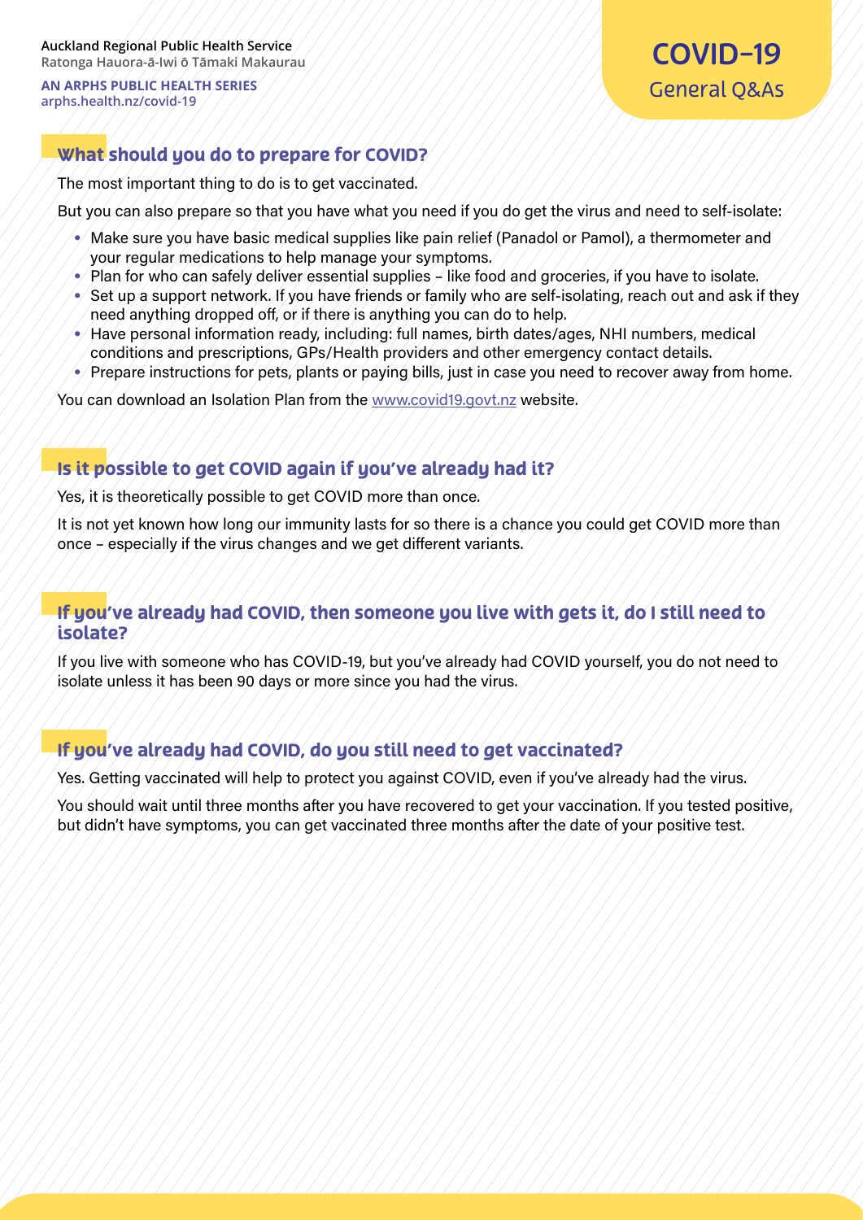## What should you do to prepare for COVID?

The most important thing to do is to get vaccinated.

But you can also prepare so that you have what you need if you do get the virus and need to self-isolate:

- Make sure you have basic medical supplies like pain relief (Panadol or Pamol), a thermometer and your regular medications to help manage your symptoms.
- Plan for who can safely deliver essential supplies – like food and groceries, if you have to isolate.
- Set up a support network. If you have friends or family who are self-isolating, reach out and ask if they need anything dropped off, or if there is anything you can do to help.
- Have personal information ready, including: full names, birth dates/ages, NHI numbers, medical conditions and prescriptions, GPs/Health providers and other emergency contact details.
- Prepare instructions for pets, plants or paying bills, just in case you need to recover away from home.

You can download an Isolation Plan from the www.covid19.govt.nz website.

## Is it possible to get COVID again if you've already had it?

Yes, it is theoretically possible to get COVID more than once.

It is not yet known how long our immunity lasts for so there is a chance you could get COVID more than once – especially if the virus changes and we get different variants.

## If you've already had COVID, then someone you live with gets it, do I still need to isolate?

If you live with someone who has COVID-19, but you've already had COVID yourself, you do not need to isolate unless it has been 90 days or more since you had the virus.

## If you've already had COVID, do you still need to get vaccinated?

Yes. Getting vaccinated will help to protect you against COVID, even if you've already had the virus.

You should wait until three months after you have recovered to get your vaccination. If you tested positive, but didn't have symptoms, you can get vaccinated three months after the date of your positive test.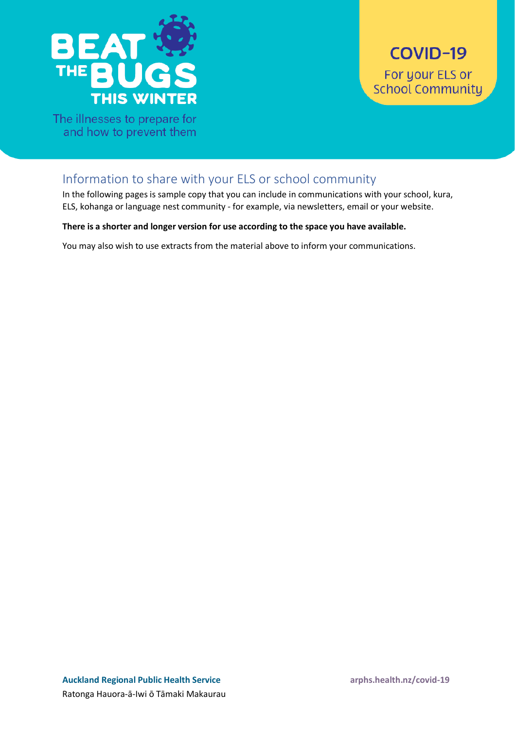# BEAT THE BUGS THIS WINTER

The illnesses to prepare for and how to prevent them

**COVID-19**

For your ELS or School Community

## Information to share with your ELS or school community

In the following pages is sample copy that you can include in communications with your school, kura, ELS, kohanga or language nest community - for example, via newsletters, email or your website.

**There is a shorter and longer version for use according to the space you have available.**

You may also wish to use extracts from the material above to inform your communications.

**Auckland Regional Public Health Service**

Ratonga Hauora-ā-Iwi ō Tāmaki Makaurau

**arphs.health.nz/covid-19**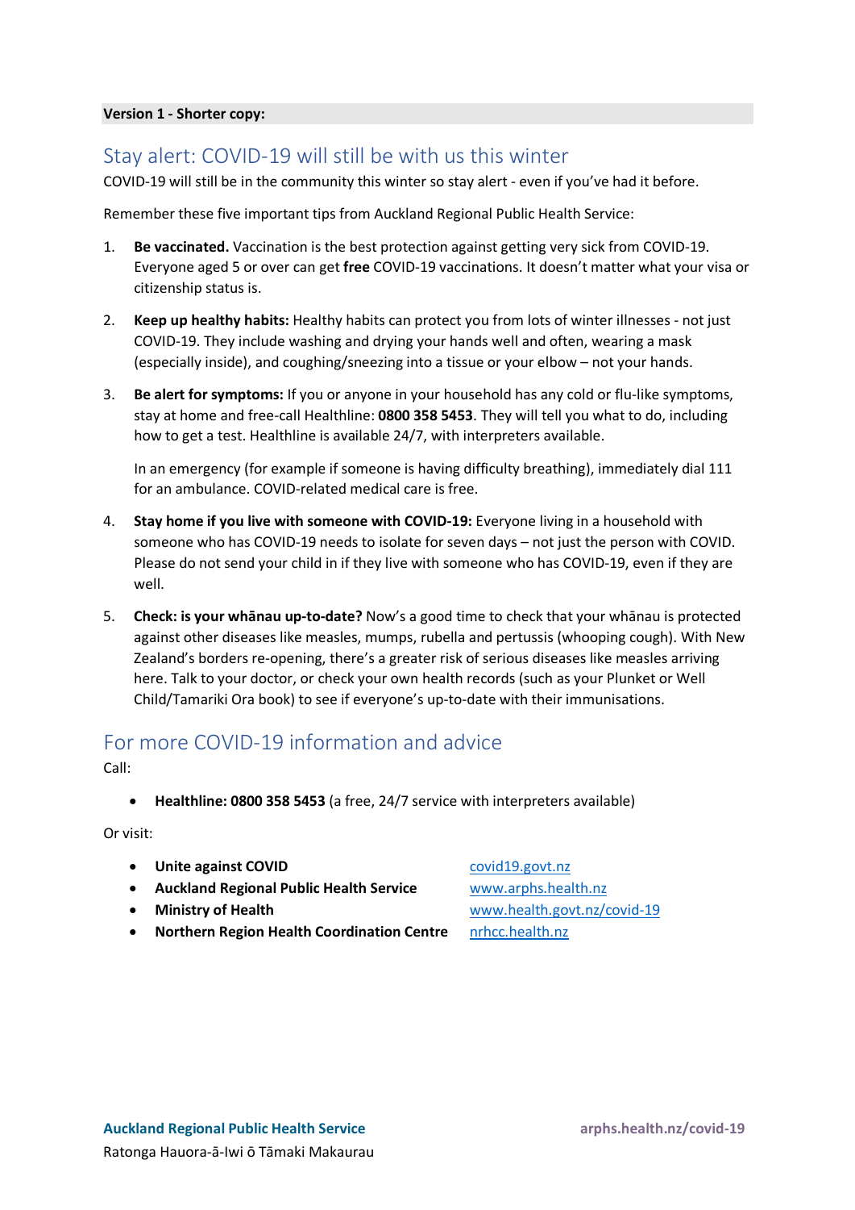**Version 1 - Shorter copy:**

## Stay alert: COVID-19 will still be with us this winter

COVID-19 will still be in the community this winter so stay alert - even if you've had it before.

Remember these five important tips from Auckland Regional Public Health Service:

1. **Be vaccinated.** Vaccination is the best protection against getting very sick from COVID-19. Everyone aged 5 or over can get **free** COVID-19 vaccinations. It doesn't matter what your visa or citizenship status is.

2. **Keep up healthy habits:** Healthy habits can protect you from lots of winter illnesses - not just COVID-19. They include washing and drying your hands well and often, wearing a mask (especially inside), and coughing/sneezing into a tissue or your elbow – not your hands.

3. **Be alert for symptoms:** If you or anyone in your household has any cold or flu-like symptoms, stay at home and free-call Healthline: **0800 358 5453**. They will tell you what to do, including how to get a test. Healthline is available 24/7, with interpreters available.

   In an emergency (for example if someone is having difficulty breathing), immediately dial 111 for an ambulance. COVID-related medical care is free.

4. **Stay home if you live with someone with COVID-19:** Everyone living in a household with someone who has COVID-19 needs to isolate for seven days – not just the person with COVID. Please do not send your child in if they live with someone who has COVID-19, even if they are well.

5. **Check: is your whānau up-to-date?** Now's a good time to check that your whānau is protected against other diseases like measles, mumps, rubella and pertussis (whooping cough). With New Zealand's borders re-opening, there's a greater risk of serious diseases like measles arriving here. Talk to your doctor, or check your own health records (such as your Plunket or Well Child/Tamariki Ora book) to see if everyone's up-to-date with their immunisations.

## For more COVID-19 information and advice

Call:

- **Healthline: 0800 358 5453** (a free, 24/7 service with interpreters available)

Or visit:

- **Unite against COVID** covid19.govt.nz
- **Auckland Regional Public Health Service** www.arphs.health.nz
- **Ministry of Health** www.health.govt.nz/covid-19
- **Northern Region Health Coordination Centre** nrhcc.health.nz

**Auckland Regional Public Health Service**
Ratonga Hauora-ā-Iwi ō Tāmaki Makaurau

**arphs.health.nz/covid-19**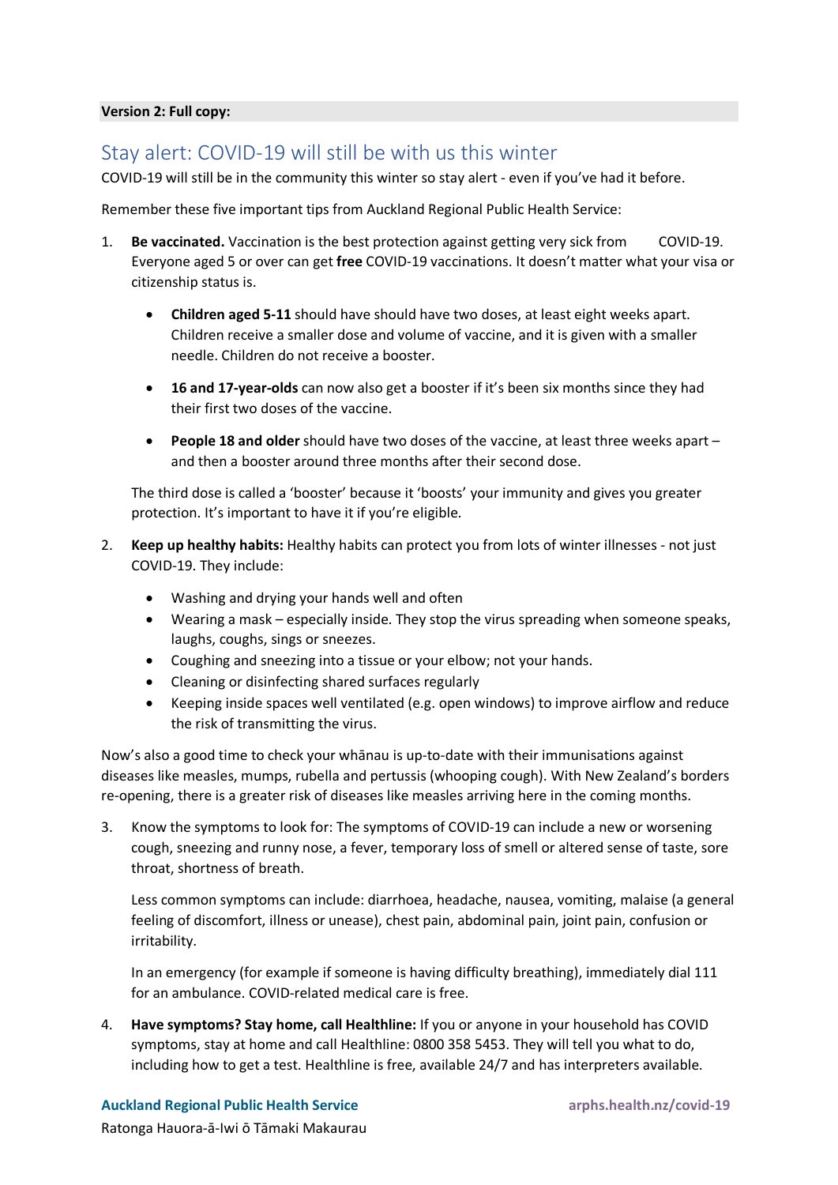**Version 2: Full copy:**

## Stay alert: COVID-19 will still be with us this winter

COVID-19 will still be in the community this winter so stay alert - even if you've had it before.

Remember these five important tips from Auckland Regional Public Health Service:

1. **Be vaccinated.** Vaccination is the best protection against getting very sick from COVID-19. Everyone aged 5 or over can get **free** COVID-19 vaccinations. It doesn't matter what your visa or citizenship status is.

   - **Children aged 5-11** should have should have two doses, at least eight weeks apart. Children receive a smaller dose and volume of vaccine, and it is given with a smaller needle. Children do not receive a booster.

   - **16 and 17-year-olds** can now also get a booster if it's been six months since they had their first two doses of the vaccine.

   - **People 18 and older** should have two doses of the vaccine, at least three weeks apart – and then a booster around three months after their second dose.

   The third dose is called a 'booster' because it 'boosts' your immunity and gives you greater protection. It's important to have it if you're eligible.

2. **Keep up healthy habits:** Healthy habits can protect you from lots of winter illnesses - not just COVID-19. They include:

   - Washing and drying your hands well and often
   - Wearing a mask – especially inside. They stop the virus spreading when someone speaks, laughs, coughs, sings or sneezes.
   - Coughing and sneezing into a tissue or your elbow; not your hands.
   - Cleaning or disinfecting shared surfaces regularly
   - Keeping inside spaces well ventilated (e.g. open windows) to improve airflow and reduce the risk of transmitting the virus.

Now's also a good time to check your whānau is up-to-date with their immunisations against diseases like measles, mumps, rubella and pertussis (whooping cough). With New Zealand's borders re-opening, there is a greater risk of diseases like measles arriving here in the coming months.

3. Know the symptoms to look for: The symptoms of COVID-19 can include a new or worsening cough, sneezing and runny nose, a fever, temporary loss of smell or altered sense of taste, sore throat, shortness of breath.

   Less common symptoms can include: diarrhoea, headache, nausea, vomiting, malaise (a general feeling of discomfort, illness or unease), chest pain, abdominal pain, joint pain, confusion or irritability.

   In an emergency (for example if someone is having difficulty breathing), immediately dial 111 for an ambulance. COVID-related medical care is free.

4. **Have symptoms? Stay home, call Healthline:** If you or anyone in your household has COVID symptoms, stay at home and call Healthline: 0800 358 5453. They will tell you what to do, including how to get a test. Healthline is free, available 24/7 and has interpreters available.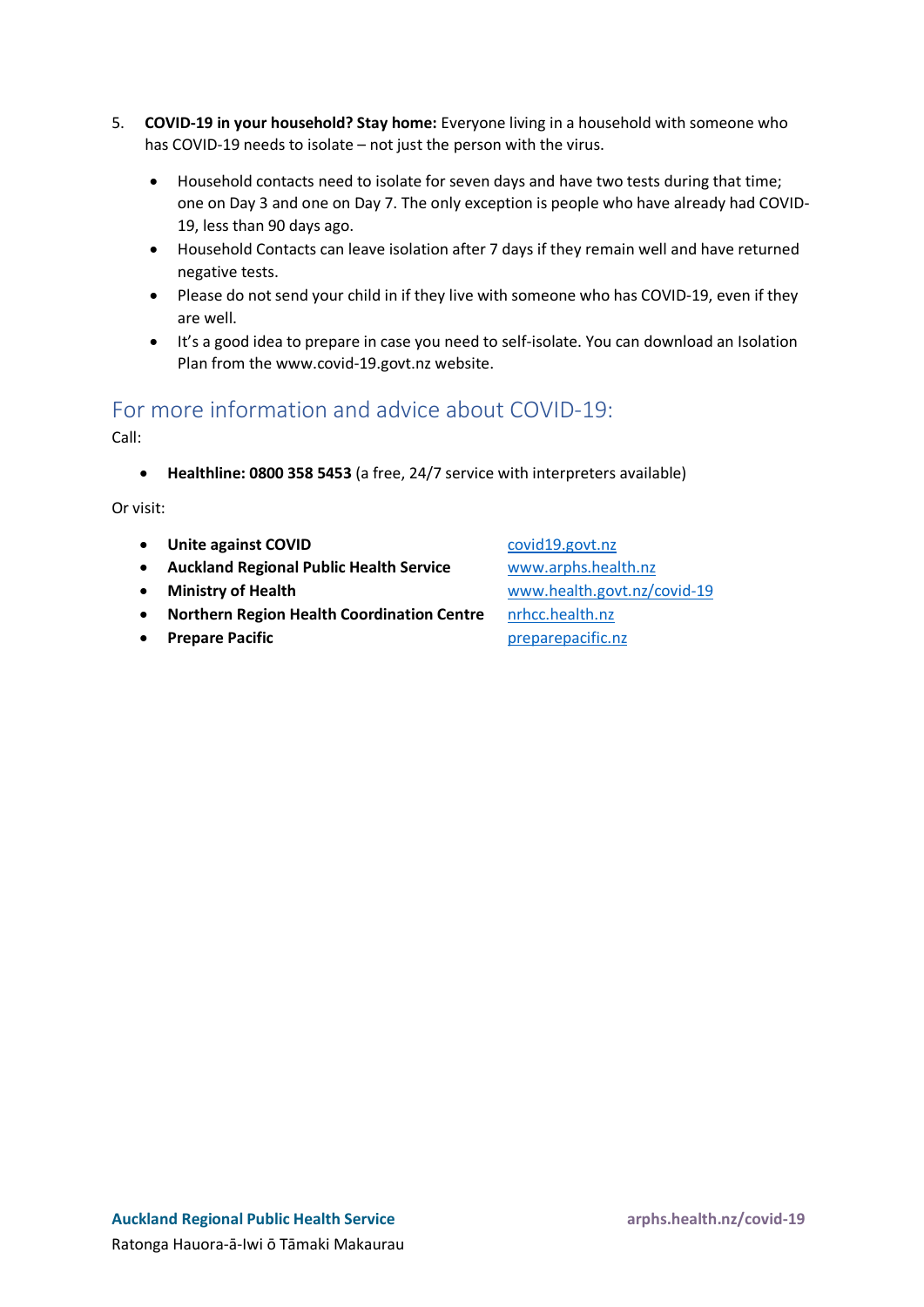5. **COVID-19 in your household? Stay home:** Everyone living in a household with someone who has COVID-19 needs to isolate – not just the person with the virus.

   - Household contacts need to isolate for seven days and have two tests during that time; one on Day 3 and one on Day 7. The only exception is people who have already had COVID-19, less than 90 days ago.
   - Household Contacts can leave isolation after 7 days if they remain well and have returned negative tests.
   - Please do not send your child in if they live with someone who has COVID-19, even if they are well.
   - It's a good idea to prepare in case you need to self-isolate. You can download an Isolation Plan from the www.covid-19.govt.nz website.

## For more information and advice about COVID-19:

Call:

- **Healthline: 0800 358 5453** (a free, 24/7 service with interpreters available)

Or visit:

- **Unite against COVID** covid19.govt.nz
- **Auckland Regional Public Health Service** www.arphs.health.nz
- **Ministry of Health** www.health.govt.nz/covid-19
- **Northern Region Health Coordination Centre** nrhcc.health.nz
- **Prepare Pacific** preparepacific.nz